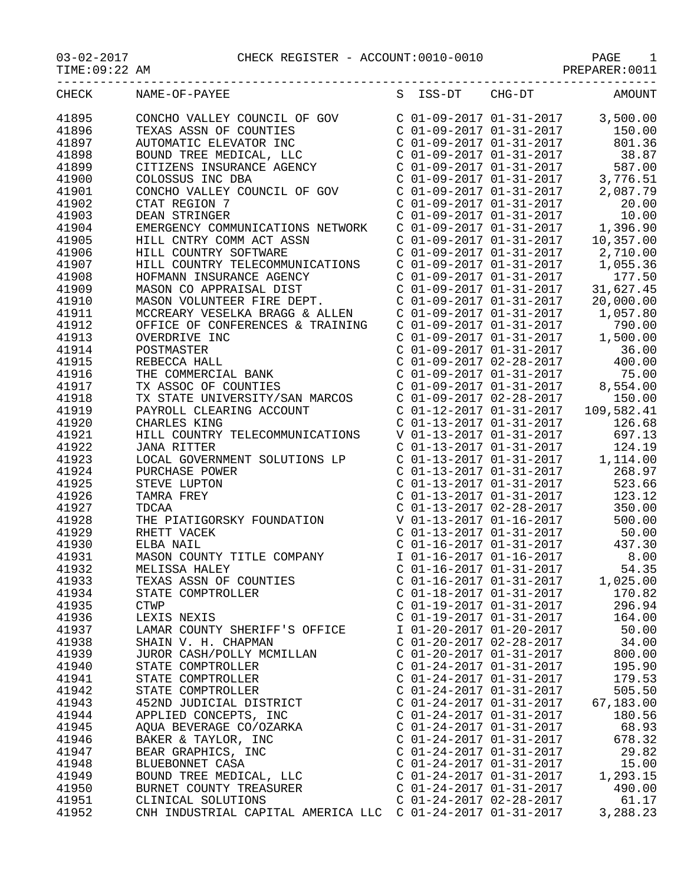03-02-2017 CHECK REGISTER - ACCOUNT:0010-0010

TIME:09:22 AM PREPARER:0011

| CHECK | NAME-OF-PAYEE | S | ISS-DT | CHG-DT | AMOUNT |
|---|---|---|---|---|---|
| 41895 | CONCHO VALLEY COUNCIL OF GOV | C | 01-09-2017 | 01-31-2017 | 3,500.00 |
| 41896 | TEXAS ASSN OF COUNTIES | C | 01-09-2017 | 01-31-2017 | 150.00 |
| 41897 | AUTOMATIC ELEVATOR INC | C | 01-09-2017 | 01-31-2017 | 801.36 |
| 41898 | BOUND TREE MEDICAL, LLC | C | 01-09-2017 | 01-31-2017 | 38.87 |
| 41899 | CITIZENS INSURANCE AGENCY | C | 01-09-2017 | 01-31-2017 | 587.00 |
| 41900 | COLOSSUS INC DBA | C | 01-09-2017 | 01-31-2017 | 3,776.51 |
| 41901 | CONCHO VALLEY COUNCIL OF GOV | C | 01-09-2017 | 01-31-2017 | 2,087.79 |
| 41902 | CTAT REGION 7 | C | 01-09-2017 | 01-31-2017 | 20.00 |
| 41903 | DEAN STRINGER | C | 01-09-2017 | 01-31-2017 | 10.00 |
| 41904 | EMERGENCY COMMUNICATIONS NETWORK | C | 01-09-2017 | 01-31-2017 | 1,396.90 |
| 41905 | HILL CNTRY COMM ACT ASSN | C | 01-09-2017 | 01-31-2017 | 10,357.00 |
| 41906 | HILL COUNTRY SOFTWARE | C | 01-09-2017 | 01-31-2017 | 2,710.00 |
| 41907 | HILL COUNTRY TELECOMMUNICATIONS | C | 01-09-2017 | 01-31-2017 | 1,055.36 |
| 41908 | HOFMANN INSURANCE AGENCY | C | 01-09-2017 | 01-31-2017 | 177.50 |
| 41909 | MASON CO APPRAISAL DIST | C | 01-09-2017 | 01-31-2017 | 31,627.45 |
| 41910 | MASON VOLUNTEER FIRE DEPT. | C | 01-09-2017 | 01-31-2017 | 20,000.00 |
| 41911 | MCCREARY VESELKA BRAGG & ALLEN | C | 01-09-2017 | 01-31-2017 | 1,057.80 |
| 41912 | OFFICE OF CONFERENCES & TRAINING | C | 01-09-2017 | 01-31-2017 | 790.00 |
| 41913 | OVERDRIVE INC | C | 01-09-2017 | 01-31-2017 | 1,500.00 |
| 41914 | POSTMASTER | C | 01-09-2017 | 01-31-2017 | 36.00 |
| 41915 | REBECCA HALL | C | 01-09-2017 | 02-28-2017 | 400.00 |
| 41916 | THE COMMERCIAL BANK | C | 01-09-2017 | 01-31-2017 | 75.00 |
| 41917 | TX ASSOC OF COUNTIES | C | 01-09-2017 | 01-31-2017 | 8,554.00 |
| 41918 | TX STATE UNIVERSITY/SAN MARCOS | C | 01-09-2017 | 02-28-2017 | 150.00 |
| 41919 | PAYROLL CLEARING ACCOUNT | C | 01-12-2017 | 01-31-2017 | 109,582.41 |
| 41920 | CHARLES KING | C | 01-13-2017 | 01-31-2017 | 126.68 |
| 41921 | HILL COUNTRY TELECOMMUNICATIONS | V | 01-13-2017 | 01-31-2017 | 697.13 |
| 41922 | JANA RITTER | C | 01-13-2017 | 01-31-2017 | 124.19 |
| 41923 | LOCAL GOVERNMENT SOLUTIONS LP | C | 01-13-2017 | 01-31-2017 | 1,114.00 |
| 41924 | PURCHASE POWER | C | 01-13-2017 | 01-31-2017 | 268.97 |
| 41925 | STEVE LUPTON | C | 01-13-2017 | 01-31-2017 | 523.66 |
| 41926 | TAMRA FREY | C | 01-13-2017 | 01-31-2017 | 123.12 |
| 41927 | TDCAA | C | 01-13-2017 | 02-28-2017 | 350.00 |
| 41928 | THE PIATIGORSKY FOUNDATION | V | 01-13-2017 | 01-16-2017 | 500.00 |
| 41929 | RHETT VACEK | C | 01-13-2017 | 01-31-2017 | 50.00 |
| 41930 | ELBA NAIL | C | 01-16-2017 | 01-31-2017 | 437.30 |
| 41931 | MASON COUNTY TITLE COMPANY | I | 01-16-2017 | 01-16-2017 | 8.00 |
| 41932 | MELISSA HALEY | C | 01-16-2017 | 01-31-2017 | 54.35 |
| 41933 | TEXAS ASSN OF COUNTIES | C | 01-16-2017 | 01-31-2017 | 1,025.00 |
| 41934 | STATE COMPTROLLER | C | 01-18-2017 | 01-31-2017 | 170.82 |
| 41935 | CTWP | C | 01-19-2017 | 01-31-2017 | 296.94 |
| 41936 | LEXIS NEXIS | C | 01-19-2017 | 01-31-2017 | 164.00 |
| 41937 | LAMAR COUNTY SHERIFF'S OFFICE | I | 01-20-2017 | 01-20-2017 | 50.00 |
| 41938 | SHAIN V. H. CHAPMAN | C | 01-20-2017 | 02-28-2017 | 34.00 |
| 41939 | JUROR CASH/POLLY MCMILLAN | C | 01-20-2017 | 01-31-2017 | 800.00 |
| 41940 | STATE COMPTROLLER | C | 01-24-2017 | 01-31-2017 | 195.90 |
| 41941 | STATE COMPTROLLER | C | 01-24-2017 | 01-31-2017 | 179.53 |
| 41942 | STATE COMPTROLLER | C | 01-24-2017 | 01-31-2017 | 505.50 |
| 41943 | 452ND JUDICIAL DISTRICT | C | 01-24-2017 | 01-31-2017 | 67,183.00 |
| 41944 | APPLIED CONCEPTS, INC | C | 01-24-2017 | 01-31-2017 | 180.56 |
| 41945 | AQUA BEVERAGE CO/OZARKA | C | 01-24-2017 | 01-31-2017 | 68.93 |
| 41946 | BAKER & TAYLOR, INC | C | 01-24-2017 | 01-31-2017 | 678.32 |
| 41947 | BEAR GRAPHICS, INC | C | 01-24-2017 | 01-31-2017 | 29.82 |
| 41948 | BLUEBONNET CASA | C | 01-24-2017 | 01-31-2017 | 15.00 |
| 41949 | BOUND TREE MEDICAL, LLC | C | 01-24-2017 | 01-31-2017 | 1,293.15 |
| 41950 | BURNET COUNTY TREASURER | C | 01-24-2017 | 01-31-2017 | 490.00 |
| 41951 | CLINICAL SOLUTIONS | C | 01-24-2017 | 02-28-2017 | 61.17 |
| 41952 | CNH INDUSTRIAL CAPITAL AMERICA LLC | C | 01-24-2017 | 01-31-2017 | 3,288.23 |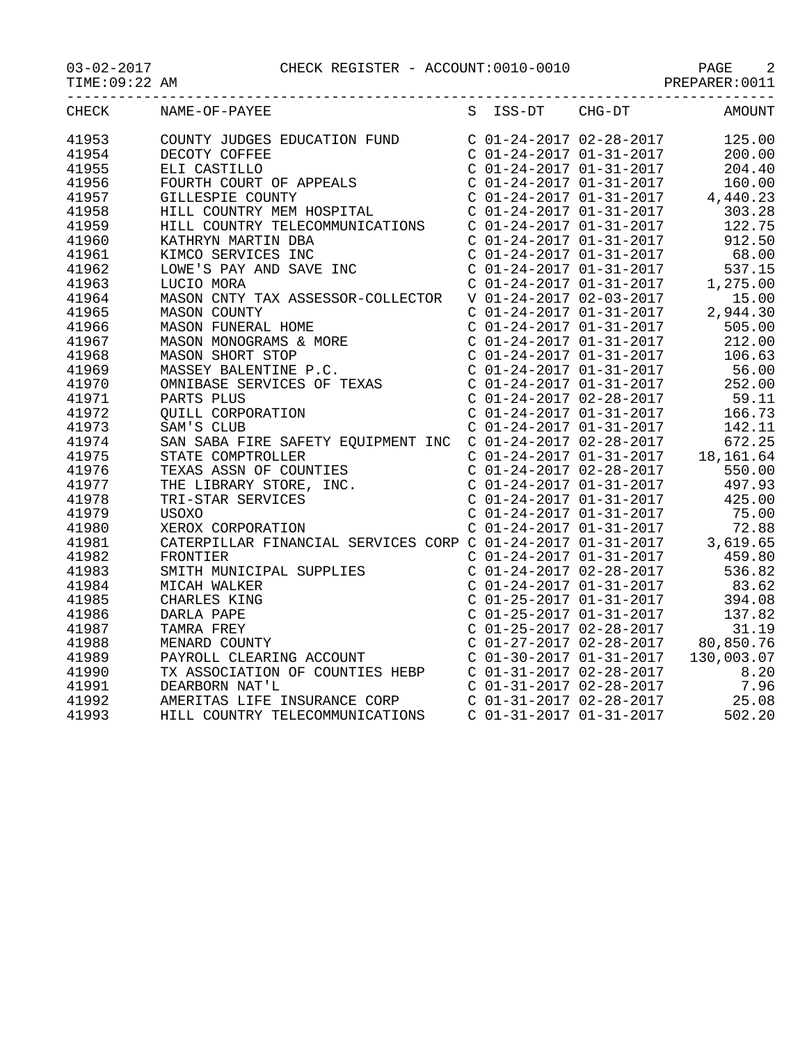03-02-2017 CHECK REGISTER - ACCOUNT:0010-0010

TIME:09:22 AM PREPARER:0011

| CHECK | NAME-OF-PAYEE | S | ISS-DT | CHG-DT | AMOUNT |
|---|---|---|---|---|---|
| 41953 | COUNTY JUDGES EDUCATION FUND | C | 01-24-2017 | 02-28-2017 | 125.00 |
| 41954 | DECOTY COFFEE | C | 01-24-2017 | 01-31-2017 | 200.00 |
| 41955 | ELI CASTILLO | C | 01-24-2017 | 01-31-2017 | 204.40 |
| 41956 | FOURTH COURT OF APPEALS | C | 01-24-2017 | 01-31-2017 | 160.00 |
| 41957 | GILLESPIE COUNTY | C | 01-24-2017 | 01-31-2017 | 4,440.23 |
| 41958 | HILL COUNTRY MEM HOSPITAL | C | 01-24-2017 | 01-31-2017 | 303.28 |
| 41959 | HILL COUNTRY TELECOMMUNICATIONS | C | 01-24-2017 | 01-31-2017 | 122.75 |
| 41960 | KATHRYN MARTIN DBA | C | 01-24-2017 | 01-31-2017 | 912.50 |
| 41961 | KIMCO SERVICES INC | C | 01-24-2017 | 01-31-2017 | 68.00 |
| 41962 | LOWE'S PAY AND SAVE INC | C | 01-24-2017 | 01-31-2017 | 537.15 |
| 41963 | LUCIO MORA | C | 01-24-2017 | 01-31-2017 | 1,275.00 |
| 41964 | MASON CNTY TAX ASSESSOR-COLLECTOR | V | 01-24-2017 | 02-03-2017 | 15.00 |
| 41965 | MASON COUNTY | C | 01-24-2017 | 01-31-2017 | 2,944.30 |
| 41966 | MASON FUNERAL HOME | C | 01-24-2017 | 01-31-2017 | 505.00 |
| 41967 | MASON MONOGRAMS & MORE | C | 01-24-2017 | 01-31-2017 | 212.00 |
| 41968 | MASON SHORT STOP | C | 01-24-2017 | 01-31-2017 | 106.63 |
| 41969 | MASSEY BALENTINE P.C. | C | 01-24-2017 | 01-31-2017 | 56.00 |
| 41970 | OMNIBASE SERVICES OF TEXAS | C | 01-24-2017 | 01-31-2017 | 252.00 |
| 41971 | PARTS PLUS | C | 01-24-2017 | 02-28-2017 | 59.11 |
| 41972 | QUILL CORPORATION | C | 01-24-2017 | 01-31-2017 | 166.73 |
| 41973 | SAM'S CLUB | C | 01-24-2017 | 01-31-2017 | 142.11 |
| 41974 | SAN SABA FIRE SAFETY EQUIPMENT INC | C | 01-24-2017 | 02-28-2017 | 672.25 |
| 41975 | STATE COMPTROLLER | C | 01-24-2017 | 01-31-2017 | 18,161.64 |
| 41976 | TEXAS ASSN OF COUNTIES | C | 01-24-2017 | 02-28-2017 | 550.00 |
| 41977 | THE LIBRARY STORE, INC. | C | 01-24-2017 | 01-31-2017 | 497.93 |
| 41978 | TRI-STAR SERVICES | C | 01-24-2017 | 01-31-2017 | 425.00 |
| 41979 | USOXO | C | 01-24-2017 | 01-31-2017 | 75.00 |
| 41980 | XEROX CORPORATION | C | 01-24-2017 | 01-31-2017 | 72.88 |
| 41981 | CATERPILLAR FINANCIAL SERVICES CORP | C | 01-24-2017 | 01-31-2017 | 3,619.65 |
| 41982 | FRONTIER | C | 01-24-2017 | 01-31-2017 | 459.80 |
| 41983 | SMITH MUNICIPAL SUPPLIES | C | 01-24-2017 | 02-28-2017 | 536.82 |
| 41984 | MICAH WALKER | C | 01-24-2017 | 01-31-2017 | 83.62 |
| 41985 | CHARLES KING | C | 01-25-2017 | 01-31-2017 | 394.08 |
| 41986 | DARLA PAPE | C | 01-25-2017 | 01-31-2017 | 137.82 |
| 41987 | TAMRA FREY | C | 01-25-2017 | 02-28-2017 | 31.19 |
| 41988 | MENARD COUNTY | C | 01-27-2017 | 02-28-2017 | 80,850.76 |
| 41989 | PAYROLL CLEARING ACCOUNT | C | 01-30-2017 | 01-31-2017 | 130,003.07 |
| 41990 | TX ASSOCIATION OF COUNTIES HEBP | C | 01-31-2017 | 02-28-2017 | 8.20 |
| 41991 | DEARBORN NAT'L | C | 01-31-2017 | 02-28-2017 | 7.96 |
| 41992 | AMERITAS LIFE INSURANCE CORP | C | 01-31-2017 | 02-28-2017 | 25.08 |
| 41993 | HILL COUNTRY TELECOMMUNICATIONS | C | 01-31-2017 | 01-31-2017 | 502.20 |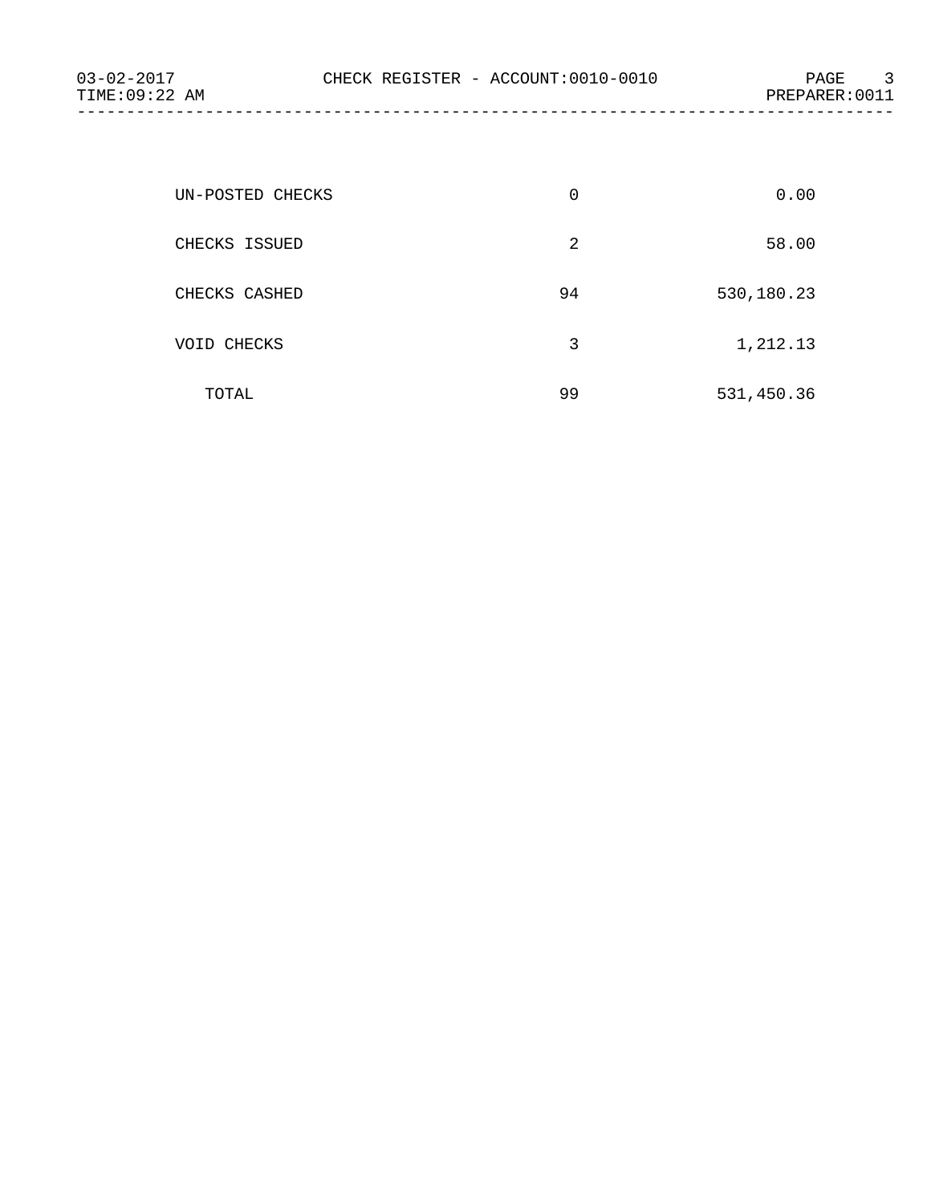| | | |
|---|---|---|
| UN-POSTED CHECKS | 0 | 0.00 |
| CHECKS ISSUED | 2 | 58.00 |
| CHECKS CASHED | 94 | 530,180.23 |
| VOID CHECKS | 3 | 1,212.13 |
| TOTAL | 99 | 531,450.36 |